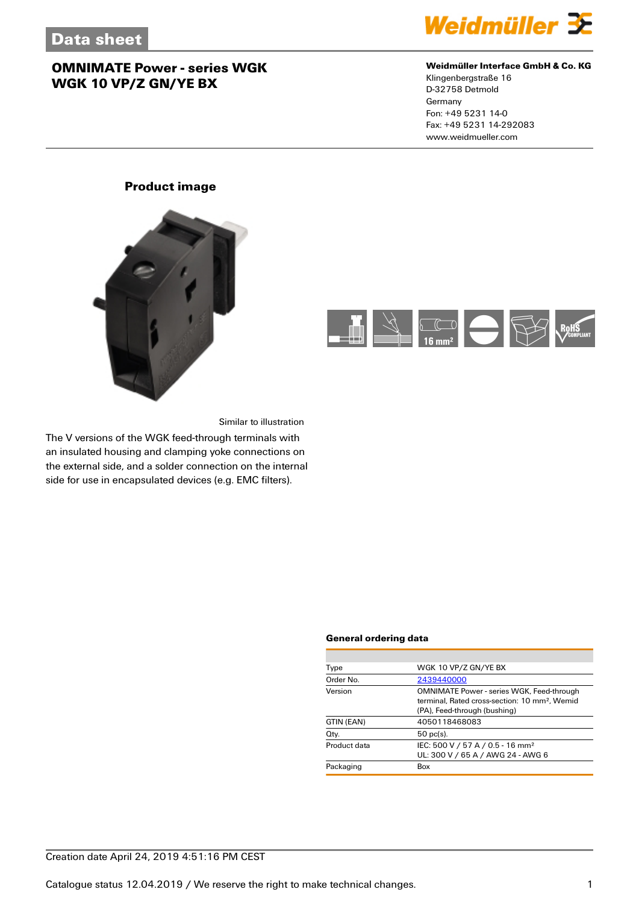# Data sheet

## OMNIMATE Power - series WGK
## WGK 10 VP/Z GN/YE BX

**Weidmüller Interface GmbH & Co. KG**
Klingenbergstraße 16
D-32758 Detmold
Germany
Fon: +49 5231 14-0
Fax: +49 5231 14-292083
www.weidmueller.com

### Product image

Similar to illustration

The V versions of the WGK feed-through terminals with an insulated housing and clamping yoke connections on the external side, and a solder connection on the internal side for use in encapsulated devices (e.g. EMC filters).

16 mm²

RoHS COMPLIANT

### General ordering data

| | |
|---|---|
| Type | WGK 10 VP/Z GN/YE BX |
| Order No. | 2439440000 |
| Version | OMNIMATE Power - series WGK, Feed-through terminal, Rated cross-section: 10 mm², Wemid (PA), Feed-through (bushing) |
| GTIN (EAN) | 4050118468083 |
| Qty. | 50 pc(s). |
| Product data | IEC: 500 V / 57 A / 0.5 - 16 mm²<br>UL: 300 V / 65 A / AWG 24 - AWG 6 |
| Packaging | Box |

Creation date April 24, 2019 4:51:16 PM CEST

Catalogue status 12.04.2019 / We reserve the right to make technical changes.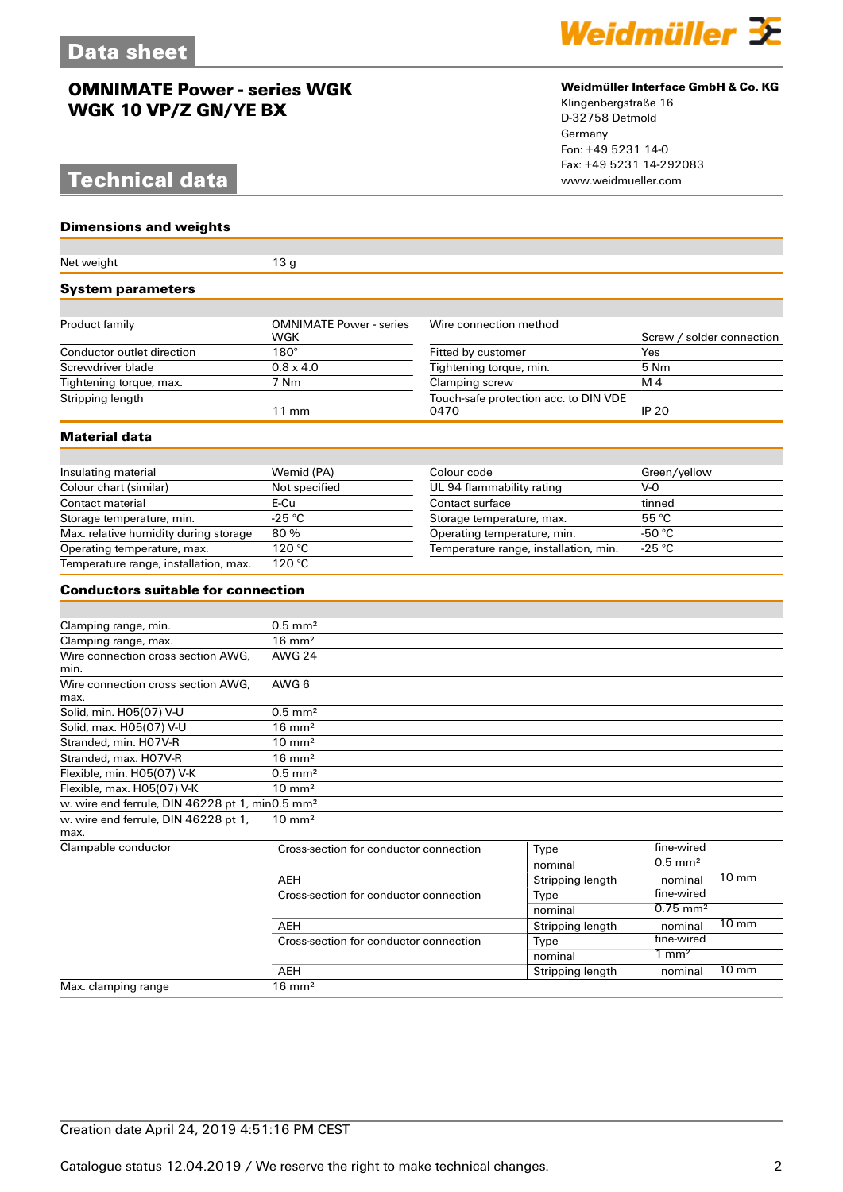# OMNIMATE Power - series WGK
## WGK 10 VP/Z GN/YE BX

**Weidmüller Interface GmbH & Co. KG**
Klingenbergstraße 16
D-32758 Detmold
Germany
Fon: +49 5231 14-0
Fax: +49 5231 14-292083
www.weidmueller.com

# Technical data

### Dimensions and weights

| | |
|---|---|
| Net weight | 13 g |

### System parameters

| | | | |
|---|---|---|---|
| Product family | OMNIMATE Power - series WGK | Wire connection method | Screw / solder connection |
| Conductor outlet direction | 180° | Fitted by customer | Yes |
| Screwdriver blade | 0.8 x 4.0 | Tightening torque, min. | 5 Nm |
| Tightening torque, max. | 7 Nm | Clamping screw | M 4 |
| Stripping length | 11 mm | Touch-safe protection acc. to DIN VDE 0470 | IP 20 |

### Material data

| | | | |
|---|---|---|---|
| Insulating material | Wemid (PA) | Colour code | Green/yellow |
| Colour chart (similar) | Not specified | UL 94 flammability rating | V-0 |
| Contact material | E-Cu | Contact surface | tinned |
| Storage temperature, min. | -25 °C | Storage temperature, max. | 55 °C |
| Max. relative humidity during storage | 80 % | Operating temperature, min. | -50 °C |
| Operating temperature, max. | 120 °C | Temperature range, installation, min. | -25 °C |
| Temperature range, installation, max. | 120 °C | | |

### Conductors suitable for connection

| | | | | |
|---|---|---|---|---|
| Clamping range, min. | 0.5 mm² | | | |
| Clamping range, max. | 16 mm² | | | |
| Wire connection cross section AWG, min. | AWG 24 | | | |
| Wire connection cross section AWG, max. | AWG 6 | | | |
| Solid, min. H05(07) V-U | 0.5 mm² | | | |
| Solid, max. H05(07) V-U | 16 mm² | | | |
| Stranded, min. H07V-R | 10 mm² | | | |
| Stranded, max. H07V-R | 16 mm² | | | |
| Flexible, min. H05(07) V-K | 0.5 mm² | | | |
| Flexible, max. H05(07) V-K | 10 mm² | | | |
| w. wire end ferrule, DIN 46228 pt 1, min | 0.5 mm² | | | |
| w. wire end ferrule, DIN 46228 pt 1, max. | 10 mm² | | | |
| Clampable conductor | Cross-section for conductor connection | Type | fine-wired | |
| | | nominal | 0.5 mm² | |
| | AEH | Stripping length | nominal | 10 mm |
| | Cross-section for conductor connection | Type | fine-wired | |
| | | nominal | 0.75 mm² | |
| | AEH | Stripping length | nominal | 10 mm |
| | Cross-section for conductor connection | Type | fine-wired | |
| | | nominal | 1 mm² | |
| | AEH | Stripping length | nominal | 10 mm |
| Max. clamping range | 16 mm² | | | |

Creation date April 24, 2019 4:51:16 PM CEST

Catalogue status 12.04.2019 / We reserve the right to make technical changes.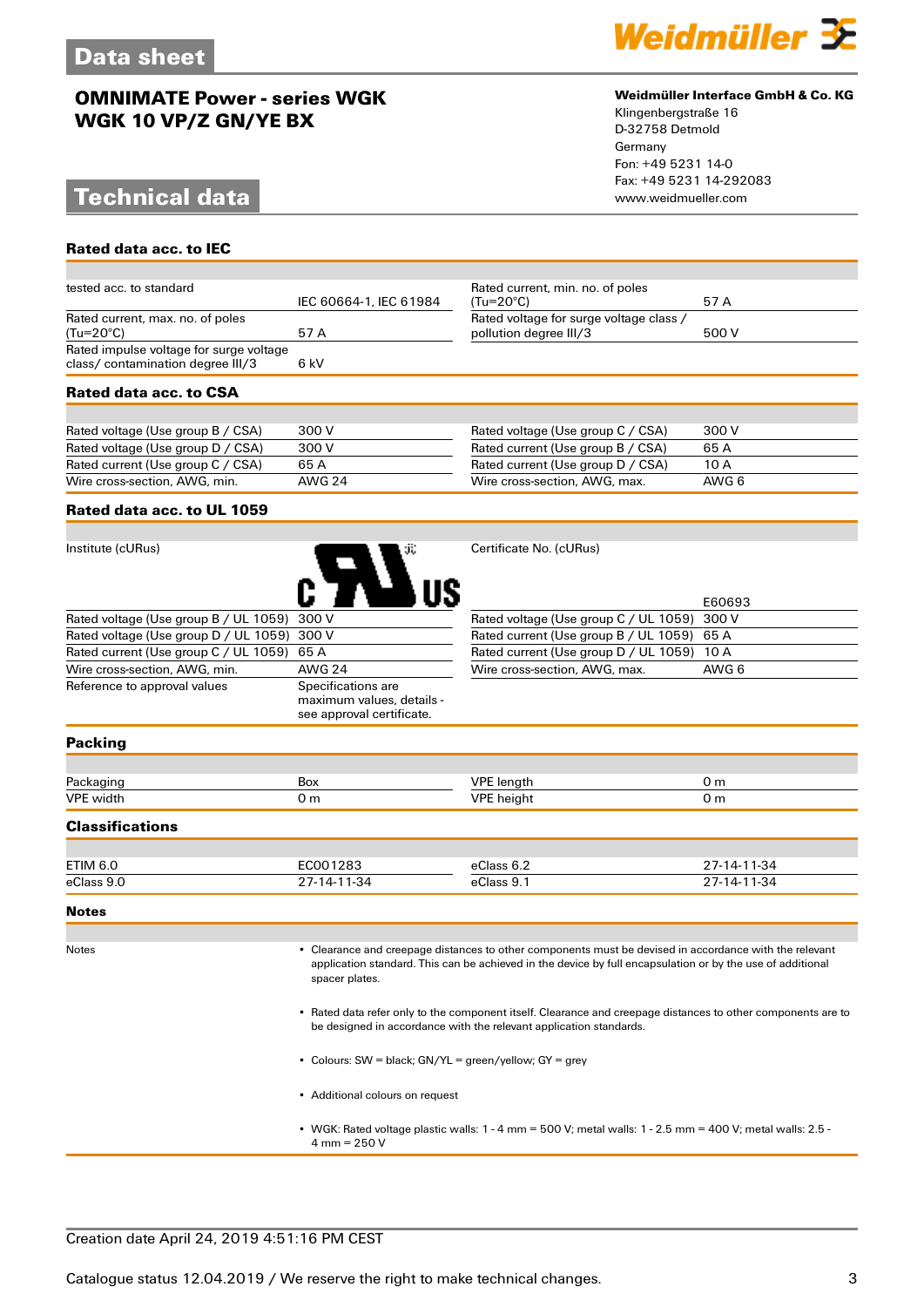# OMNIMATE Power - series WGK
## WGK 10 VP/Z GN/YE BX

**Weidmüller Interface GmbH & Co. KG**
Klingenbergstraße 16
D-32758 Detmold
Germany
Fon: +49 5231 14-0
Fax: +49 5231 14-292083
www.weidmueller.com

## Technical data

### Rated data acc. to IEC

| | | | |
|---|---|---|---|
| tested acc. to standard | IEC 60664-1, IEC 61984 | Rated current, min. no. of poles (Tu=20°C) | 57 A |
| Rated current, max. no. of poles (Tu=20°C) | 57 A | Rated voltage for surge voltage class / pollution degree III/3 | 500 V |
| Rated impulse voltage for surge voltage class/ contamination degree III/3 | 6 kV | | |

### Rated data acc. to CSA

| | | | |
|---|---|---|---|
| Rated voltage (Use group B / CSA) | 300 V | Rated voltage (Use group C / CSA) | 300 V |
| Rated voltage (Use group D / CSA) | 300 V | Rated current (Use group B / CSA) | 65 A |
| Rated current (Use group C / CSA) | 65 A | Rated current (Use group D / CSA) | 10 A |
| Wire cross-section, AWG, min. | AWG 24 | Wire cross-section, AWG, max. | AWG 6 |

### Rated data acc. to UL 1059

| | | | |
|---|---|---|---|
| Institute (cURus) | c UR us | Certificate No. (cURus) | E60693 |
| Rated voltage (Use group B / UL 1059) | 300 V | Rated voltage (Use group C / UL 1059) | 300 V |
| Rated voltage (Use group D / UL 1059) | 300 V | Rated current (Use group B / UL 1059) | 65 A |
| Rated current (Use group C / UL 1059) | 65 A | Rated current (Use group D / UL 1059) | 10 A |
| Wire cross-section, AWG, min. | AWG 24 | Wire cross-section, AWG, max. | AWG 6 |
| Reference to approval values | Specifications are maximum values, details - see approval certificate. | | |

### Packing

| | | | |
|---|---|---|---|
| Packaging | Box | VPE length | 0 m |
| VPE width | 0 m | VPE height | 0 m |

### Classifications

| | | | |
|---|---|---|---|
| ETIM 6.0 | EC001283 | eClass 6.2 | 27-14-11-34 |
| eClass 9.0 | 27-14-11-34 | eClass 9.1 | 27-14-11-34 |

### Notes

Notes

- Clearance and creepage distances to other components must be devised in accordance with the relevant application standard. This can be achieved in the device by full encapsulation or by the use of additional spacer plates.
- Rated data refer only to the component itself. Clearance and creepage distances to other components are to be designed in accordance with the relevant application standards.
- Colours: SW = black; GN/YL = green/yellow; GY = grey
- Additional colours on request
- WGK: Rated voltage plastic walls: 1 - 4 mm = 500 V; metal walls: 1 - 2.5 mm = 400 V; metal walls: 2.5 - 4 mm = 250 V

Creation date April 24, 2019 4:51:16 PM CEST

Catalogue status 12.04.2019 / We reserve the right to make technical changes.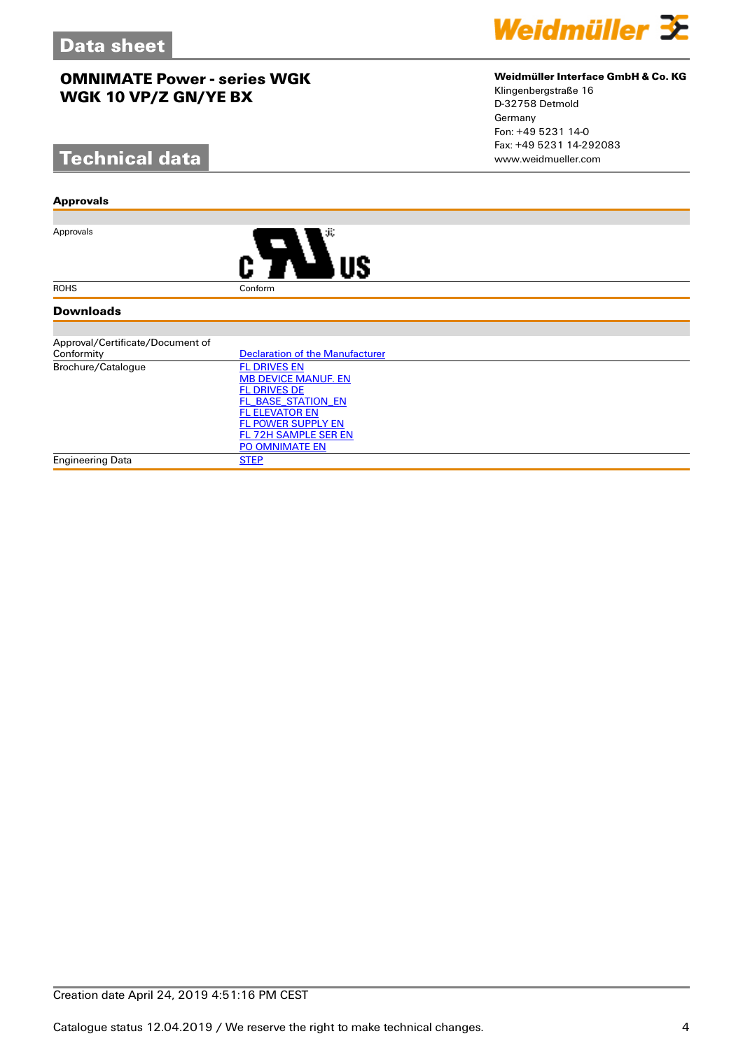# Data sheet

## OMNIMATE Power - series WGK
## WGK 10 VP/Z GN/YE BX

**Weidmüller Interface GmbH & Co. KG**
Klingenbergstraße 16
D-32758 Detmold
Germany
Fon: +49 5231 14-0
Fax: +49 5231 14-292083
www.weidmueller.com

# Technical data

### Approvals

| | |
|---|---|
| Approvals | c UR us |
| ROHS | Conform |

### Downloads

| | |
|---|---|
| Approval/Certificate/Document of Conformity | Declaration of the Manufacturer |
| Brochure/Catalogue | FL DRIVES EN<br>MB DEVICE MANUF. EN<br>FL DRIVES DE<br>FL_BASE_STATION_EN<br>FL ELEVATOR EN<br>FL POWER SUPPLY EN<br>FL 72H SAMPLE SER EN<br>PO OMNIMATE EN |
| Engineering Data | STEP |

Creation date April 24, 2019 4:51:16 PM CEST

Catalogue status 12.04.2019 / We reserve the right to make technical changes.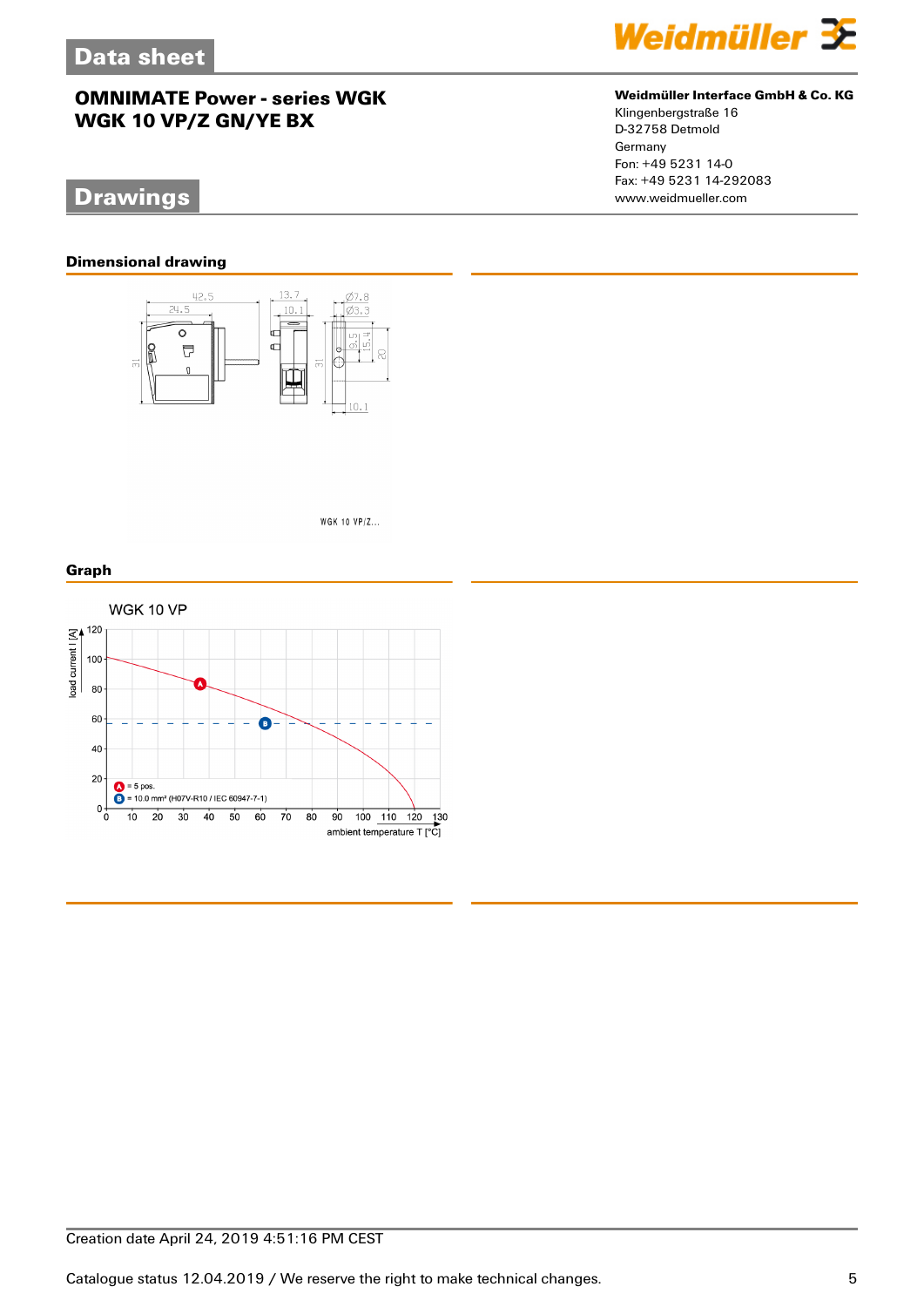# Data sheet

## OMNIMATE Power - series WGK
## WGK 10 VP/Z GN/YE BX

**Weidmüller Interface GmbH & Co. KG**
Klingenbergstraße 16
D-32758 Detmold
Germany
Fon: +49 5231 14-0
Fax: +49 5231 14-292083
www.weidmueller.com

# Drawings

### Dimensional drawing

42.5
24.5
31
13.7
10.1
31
Ø7.8
Ø3.3
9.5
15.4
20
10.1
WGK 10 VP/Z...

### Graph

WGK 10 VP

load current I [A]
120
100
80
60
40
20
0

0 10 20 30 40 50 60 70 80 90 100 110 120 130
ambient temperature T [°C]

A = 5 pos.
B = 10.0 mm² (H07V-R10 / IEC 60947-7-1)

Creation date April 24, 2019 4:51:16 PM CEST

Catalogue status 12.04.2019 / We reserve the right to make technical changes.